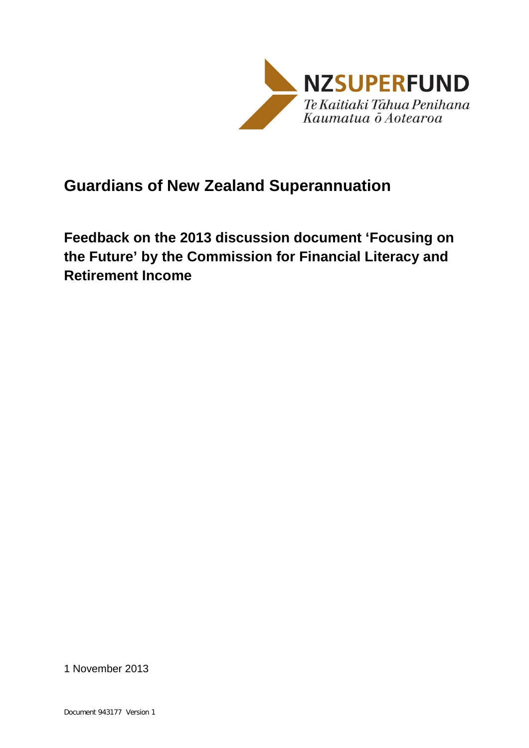NZSUPERFUND

*Te Kaitiaki Tāhua Penihana Kaumatua ō Aotearoa*

# Guardians of New Zealand Superannuation

## Feedback on the 2013 discussion document 'Focusing on the Future' by the Commission for Financial Literacy and Retirement Income

1 November 2013

Document 943177 Version 1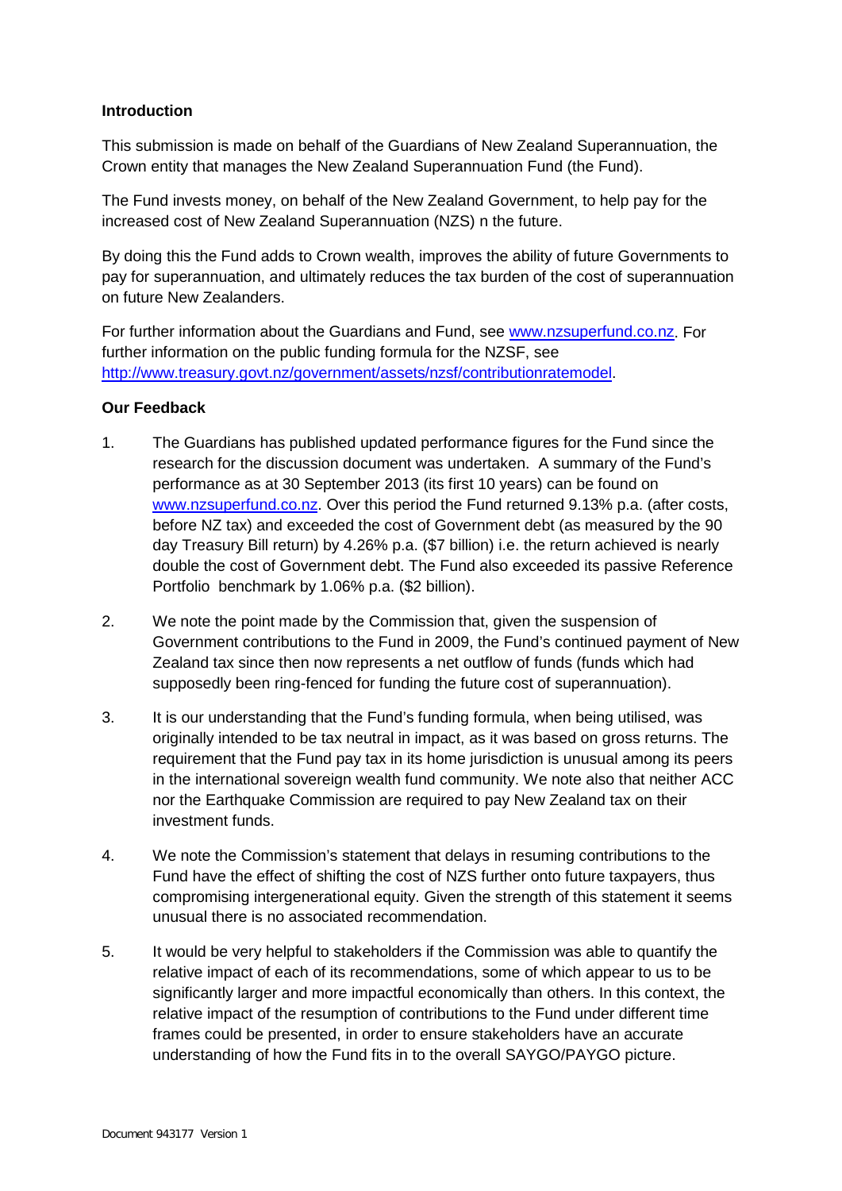**Introduction**

This submission is made on behalf of the Guardians of New Zealand Superannuation, the Crown entity that manages the New Zealand Superannuation Fund (the Fund).

The Fund invests money, on behalf of the New Zealand Government, to help pay for the increased cost of New Zealand Superannuation (NZS) n the future.

By doing this the Fund adds to Crown wealth, improves the ability of future Governments to pay for superannuation, and ultimately reduces the tax burden of the cost of superannuation on future New Zealanders.

For further information about the Guardians and Fund, see [www.nzsuperfund.co.nz](www.nzsuperfund.co.nz). For further information on the public funding formula for the NZSF, see [http://www.treasury.govt.nz/government/assets/nzsf/contributionratemodel](http://www.treasury.govt.nz/government/assets/nzsf/contributionratemodel).

**Our Feedback**

1. The Guardians has published updated performance figures for the Fund since the research for the discussion document was undertaken. A summary of the Fund's performance as at 30 September 2013 (its first 10 years) can be found on [www.nzsuperfund.co.nz](www.nzsuperfund.co.nz). Over this period the Fund returned 9.13% p.a. (after costs, before NZ tax) and exceeded the cost of Government debt (as measured by the 90 day Treasury Bill return) by 4.26% p.a. ($7 billion) i.e. the return achieved is nearly double the cost of Government debt. The Fund also exceeded its passive Reference Portfolio benchmark by 1.06% p.a. ($2 billion).

2. We note the point made by the Commission that, given the suspension of Government contributions to the Fund in 2009, the Fund's continued payment of New Zealand tax since then now represents a net outflow of funds (funds which had supposedly been ring-fenced for funding the future cost of superannuation).

3. It is our understanding that the Fund's funding formula, when being utilised, was originally intended to be tax neutral in impact, as it was based on gross returns. The requirement that the Fund pay tax in its home jurisdiction is unusual among its peers in the international sovereign wealth fund community. We note also that neither ACC nor the Earthquake Commission are required to pay New Zealand tax on their investment funds.

4. We note the Commission's statement that delays in resuming contributions to the Fund have the effect of shifting the cost of NZS further onto future taxpayers, thus compromising intergenerational equity. Given the strength of this statement it seems unusual there is no associated recommendation.

5. It would be very helpful to stakeholders if the Commission was able to quantify the relative impact of each of its recommendations, some of which appear to us to be significantly larger and more impactful economically than others. In this context, the relative impact of the resumption of contributions to the Fund under different time frames could be presented, in order to ensure stakeholders have an accurate understanding of how the Fund fits in to the overall SAYGO/PAYGO picture.